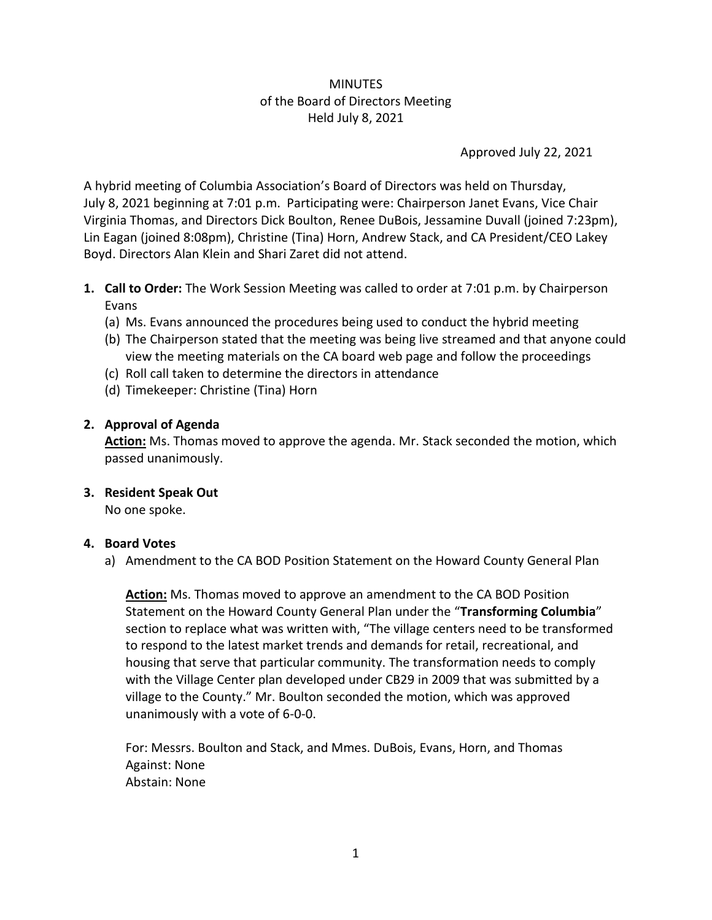MINUTES
of the Board of Directors Meeting
Held July 8, 2021

Approved July 22, 2021

A hybrid meeting of Columbia Association's Board of Directors was held on Thursday, July 8, 2021 beginning at 7:01 p.m. Participating were: Chairperson Janet Evans, Vice Chair Virginia Thomas, and Directors Dick Boulton, Renee DuBois, Jessamine Duvall (joined 7:23pm), Lin Eagan (joined 8:08pm), Christine (Tina) Horn, Andrew Stack, and CA President/CEO Lakey Boyd. Directors Alan Klein and Shari Zaret did not attend.

1. **Call to Order:** The Work Session Meeting was called to order at 7:01 p.m. by Chairperson Evans
   (a) Ms. Evans announced the procedures being used to conduct the hybrid meeting
   (b) The Chairperson stated that the meeting was being live streamed and that anyone could view the meeting materials on the CA board web page and follow the proceedings
   (c) Roll call taken to determine the directors in attendance
   (d) Timekeeper: Christine (Tina) Horn

2. **Approval of Agenda**
   **Action:** Ms. Thomas moved to approve the agenda. Mr. Stack seconded the motion, which passed unanimously.

3. **Resident Speak Out**
   No one spoke.

4. **Board Votes**
   a) Amendment to the CA BOD Position Statement on the Howard County General Plan

   **Action:** Ms. Thomas moved to approve an amendment to the CA BOD Position Statement on the Howard County General Plan under the "**Transforming Columbia**" section to replace what was written with, "The village centers need to be transformed to respond to the latest market trends and demands for retail, recreational, and housing that serve that particular community. The transformation needs to comply with the Village Center plan developed under CB29 in 2009 that was submitted by a village to the County." Mr. Boulton seconded the motion, which was approved unanimously with a vote of 6-0-0.

   For: Messrs. Boulton and Stack, and Mmes. DuBois, Evans, Horn, and Thomas
   Against: None
   Abstain: None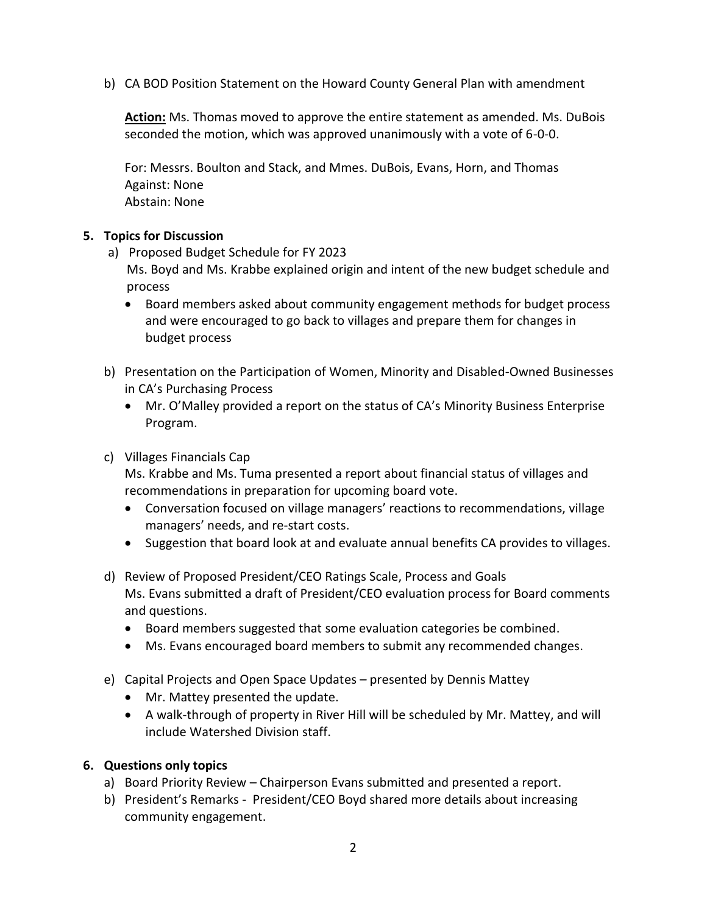b) CA BOD Position Statement on the Howard County General Plan with amendment

**Action:** Ms. Thomas moved to approve the entire statement as amended. Ms. DuBois seconded the motion, which was approved unanimously with a vote of 6-0-0.

For: Messrs. Boulton and Stack, and Mmes. DuBois, Evans, Horn, and Thomas
Against: None
Abstain: None

**5. Topics for Discussion**

a) Proposed Budget Schedule for FY 2023
Ms. Boyd and Ms. Krabbe explained origin and intent of the new budget schedule and process
- Board members asked about community engagement methods for budget process and were encouraged to go back to villages and prepare them for changes in budget process

b) Presentation on the Participation of Women, Minority and Disabled-Owned Businesses in CA's Purchasing Process
- Mr. O'Malley provided a report on the status of CA's Minority Business Enterprise Program.

c) Villages Financials Cap
Ms. Krabbe and Ms. Tuma presented a report about financial status of villages and recommendations in preparation for upcoming board vote.
- Conversation focused on village managers' reactions to recommendations, village managers' needs, and re-start costs.
- Suggestion that board look at and evaluate annual benefits CA provides to villages.

d) Review of Proposed President/CEO Ratings Scale, Process and Goals
Ms. Evans submitted a draft of President/CEO evaluation process for Board comments and questions.
- Board members suggested that some evaluation categories be combined.
- Ms. Evans encouraged board members to submit any recommended changes.

e) Capital Projects and Open Space Updates – presented by Dennis Mattey
- Mr. Mattey presented the update.
- A walk-through of property in River Hill will be scheduled by Mr. Mattey, and will include Watershed Division staff.

**6. Questions only topics**

a) Board Priority Review – Chairperson Evans submitted and presented a report.

b) President's Remarks - President/CEO Boyd shared more details about increasing community engagement.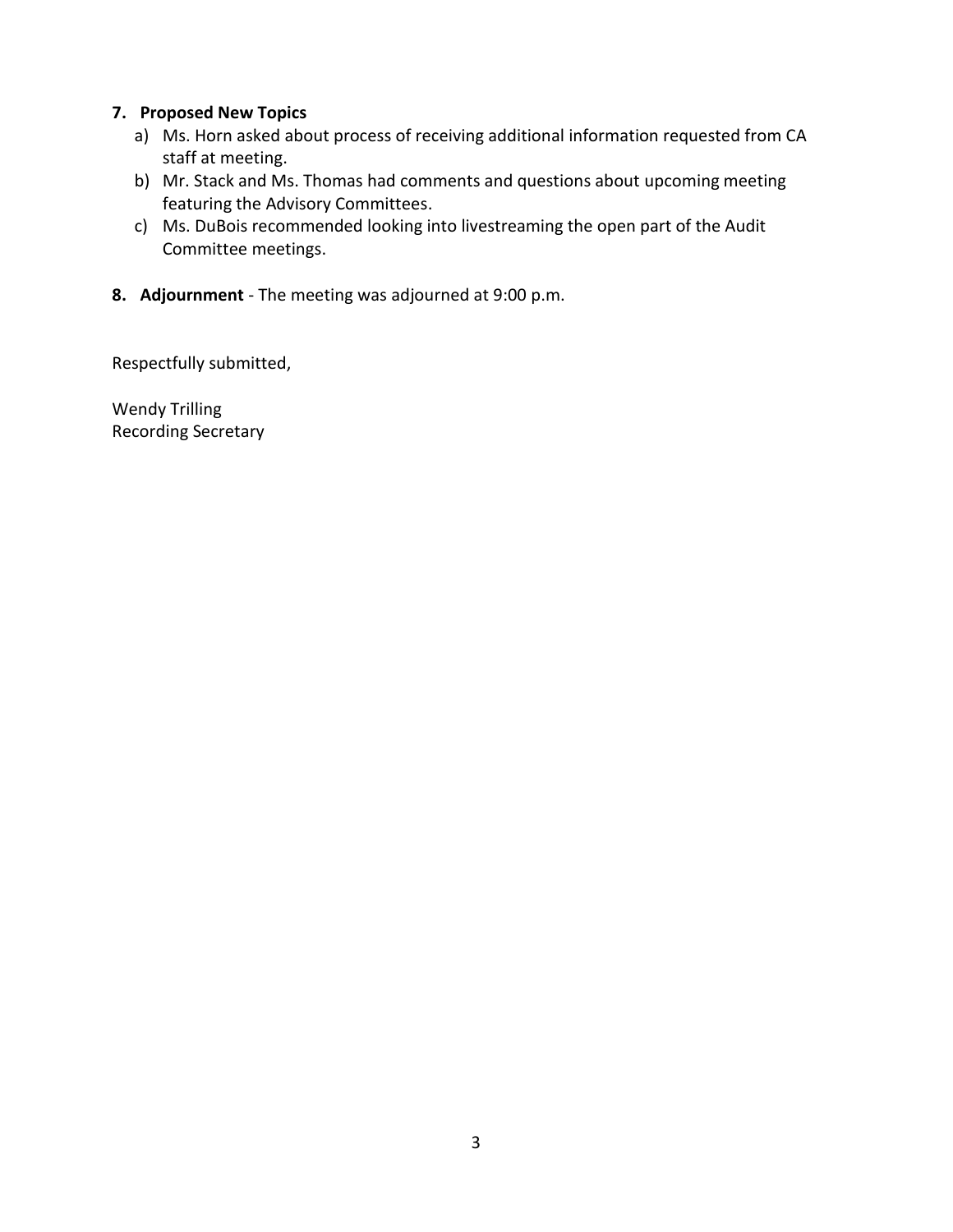**7. Proposed New Topics**

a) Ms. Horn asked about process of receiving additional information requested from CA staff at meeting.

b) Mr. Stack and Ms. Thomas had comments and questions about upcoming meeting featuring the Advisory Committees.

c) Ms. DuBois recommended looking into livestreaming the open part of the Audit Committee meetings.

**8. Adjournment** - The meeting was adjourned at 9:00 p.m.

Respectfully submitted,

Wendy Trilling
Recording Secretary